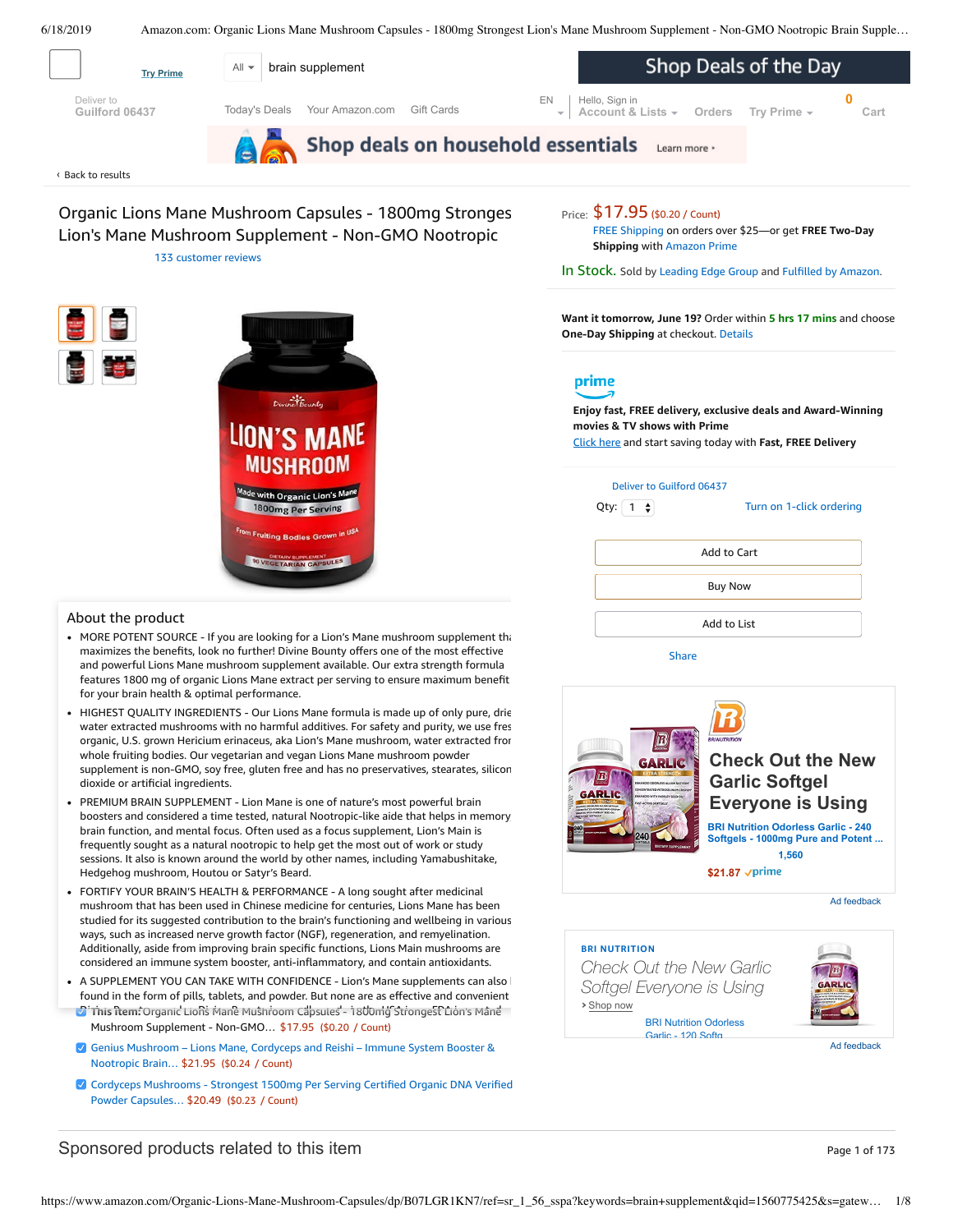Try Prime

All ▾ brain supplement

Shop Deals of the Day

Deliver to
Guilford 06437

Today's Deals Your Amazon.com Gift Cards

EN Hello, Sign in
Account & Lists ▾ Orders Try Prime ▾ 0 Cart

Shop deals on household essentials Learn more ›

‹ Back to results

# Organic Lions Mane Mushroom Capsules - 1800mg Strongest Lion's Mane Mushroom Supplement - Non-GMO Nootropic

133 customer reviews

Price: $17.95 ($0.20 / Count)
FREE Shipping on orders over $25—or get **FREE Two-Day Shipping** with Amazon Prime

In Stock. Sold by Leading Edge Group and Fulfilled by Amazon.

**Want it tomorrow, June 19?** Order within **5 hrs 17 mins** and choose **One-Day Shipping** at checkout. Details

prime

**Enjoy fast, FREE delivery, exclusive deals and Award-Winning movies & TV shows with Prime**
Click here and start saving today with **Fast, FREE Delivery**

Deliver to Guilford 06437

Qty: 1 Turn on 1-click ordering

Add to Cart

Buy Now

Add to List

Share

## About the product

- MORE POTENT SOURCE - If you are looking for a Lion's Mane mushroom supplement tha maximizes the benefits, look no further! Divine Bounty offers one of the most effective and powerful Lions Mane mushroom supplement available. Our extra strength formula features 1800 mg of organic Lions Mane extract per serving to ensure maximum benefit for your brain health & optimal performance.
- HIGHEST QUALITY INGREDIENTS - Our Lions Mane formula is made up of only pure, drie water extracted mushrooms with no harmful additives. For safety and purity, we use fres organic, U.S. grown Hericium erinaceus, aka Lion's Mane mushroom, water extracted fror whole fruiting bodies. Our vegetarian and vegan Lions Mane mushroom powder supplement is non-GMO, soy free, gluten free and has no preservatives, stearates, silicon dioxide or artificial ingredients.
- PREMIUM BRAIN SUPPLEMENT - Lion Mane is one of nature's most powerful brain boosters and considered a time tested, natural Nootropic-like aide that helps in memory brain function, and mental focus. Often used as a focus supplement, Lion's Main is frequently sought as a natural nootropic to help get the most out of work or study sessions. It also is known around the world by other names, including Yamabushitake, Hedgehog mushroom, Houtou or Satyr's Beard.
- FORTIFY YOUR BRAIN'S HEALTH & PERFORMANCE - A long sought after medicinal mushroom that has been used in Chinese medicine for centuries, Lions Mane has been studied for its suggested contribution to the brain's functioning and wellbeing in various ways, such as increased nerve growth factor (NGF), regeneration, and remyelination. Additionally, aside from improving brain specific functions, Lions Main mushrooms are considered an immune system booster, anti-inflammatory, and contain antioxidants.
- A SUPPLEMENT YOU CAN TAKE WITH CONFIDENCE - Lion's Mane supplements can also found in the form of pills, tablets, and powder. But none are as effective and convenient

☑ **This item:** Organic Lions Mane Mushroom Capsules - 1800mg Strongest Lion's Mane Mushroom Supplement - Non-GMO… $17.95 ($0.20 / Count)

☑ Genius Mushroom – Lions Mane, Cordyceps and Reishi – Immune System Booster & Nootropic Brain… $21.95 ($0.24 / Count)

☑ Cordyceps Mushrooms - Strongest 1500mg Per Serving Certified Organic DNA Verified Powder Capsules… $20.49 ($0.23 / Count)

**Check Out the New Garlic Softgel Everyone is Using**
BRI Nutrition Odorless Garlic - 240 Softgels - 1000mg Pure and Potent ...
1,560
$21.87 prime

Ad feedback

BRI NUTRITION
*Check Out the New Garlic Softgel Everyone is Using*
› Shop now
BRI Nutrition Odorless Garlic - 120 Softg

Ad feedback

## Sponsored products related to this item

Page 1 of 173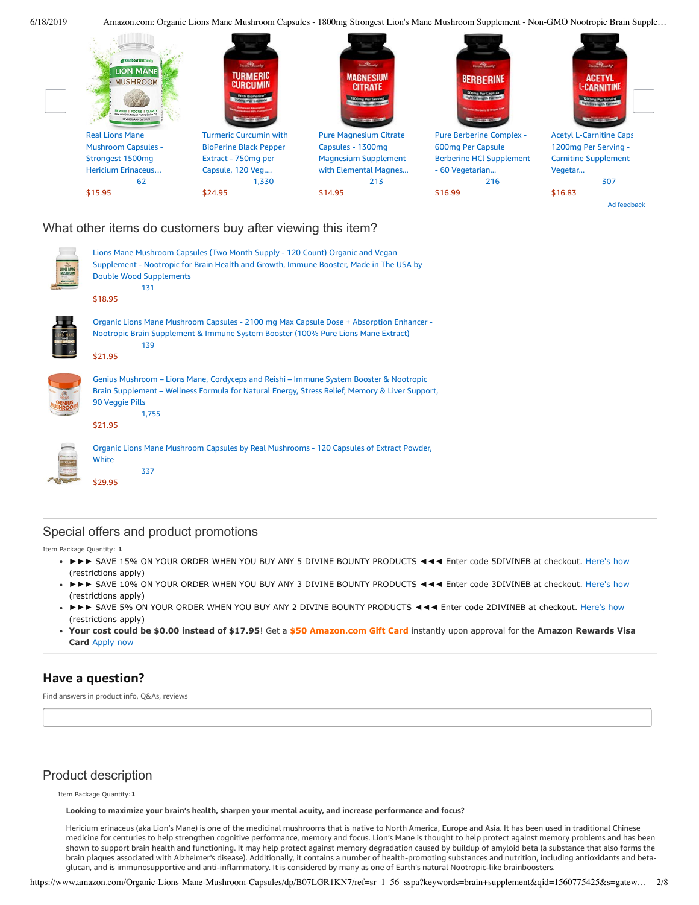Real Lions Mane Mushroom Capsules - Strongest 1500mg Hericium Erinaceus... 62 $15.95

Turmeric Curcumin with BioPerine Black Pepper Extract - 750mg per Capsule, 120 Veg.... 1,330 $24.95

Pure Magnesium Citrate Capsules - 1300mg Magnesium Supplement with Elemental Magnes... 213 $14.95

Pure Berberine Complex - 600mg Per Capsule Berberine HCl Supplement - 60 Vegetarian... 216 $16.99

Acetyl L-Carnitine Caps 1200mg Per Serving - Carnitine Supplement Vegetar... 307 $16.83

Ad feedback

## What other items do customers buy after viewing this item?

Lions Mane Mushroom Capsules (Two Month Supply - 120 Count) Organic and Vegan Supplement - Nootropic for Brain Health and Growth, Immune Booster, Made in The USA by Double Wood Supplements
131
$18.95

Organic Lions Mane Mushroom Capsules - 2100 mg Max Capsule Dose + Absorption Enhancer - Nootropic Brain Supplement & Immune System Booster (100% Pure Lions Mane Extract)
139
$21.95

Genius Mushroom – Lions Mane, Cordyceps and Reishi – Immune System Booster & Nootropic Brain Supplement – Wellness Formula for Natural Energy, Stress Relief, Memory & Liver Support, 90 Veggie Pills
1,755
$21.95

Organic Lions Mane Mushroom Capsules by Real Mushrooms - 120 Capsules of Extract Powder, White
337
$29.95

## Special offers and product promotions

Item Package Quantity: **1**

- ►►► SAVE 15% ON YOUR ORDER WHEN YOU BUY ANY 5 DIVINE BOUNTY PRODUCTS ◄◄◄ Enter code 5DIVINEB at checkout. Here's how (restrictions apply)
- ►►► SAVE 10% ON YOUR ORDER WHEN YOU BUY ANY 3 DIVINE BOUNTY PRODUCTS ◄◄◄ Enter code 3DIVINEB at checkout. Here's how (restrictions apply)
- ►►► SAVE 5% ON YOUR ORDER WHEN YOU BUY ANY 2 DIVINE BOUNTY PRODUCTS ◄◄◄ Enter code 2DIVINEB at checkout. Here's how (restrictions apply)
- **Your cost could be $0.00 instead of $17.95**! Get a **$50 Amazon.com Gift Card** instantly upon approval for the **Amazon Rewards Visa Card** Apply now

## Have a question?

Find answers in product info, Q&As, reviews

## Product description

Item Package Quantity:**1**

**Looking to maximize your brain's health, sharpen your mental acuity, and increase performance and focus?**

Hericium erinaceus (aka Lion's Mane) is one of the medicinal mushrooms that is native to North America, Europe and Asia. It has been used in traditional Chinese medicine for centuries to help strengthen cognitive performance, memory and focus. Lion's Mane is thought to help protect against memory problems and has been shown to support brain health and functioning. It may help protect against memory degradation caused by buildup of amyloid beta (a substance that also forms the brain plaques associated with Alzheimer's disease). Additionally, it contains a number of health-promoting substances and nutrition, including antioxidants and beta-glucan, and is immunosupportive and anti-inflammatory. It is considered by many as one of Earth's natural Nootropic-like brainboosters.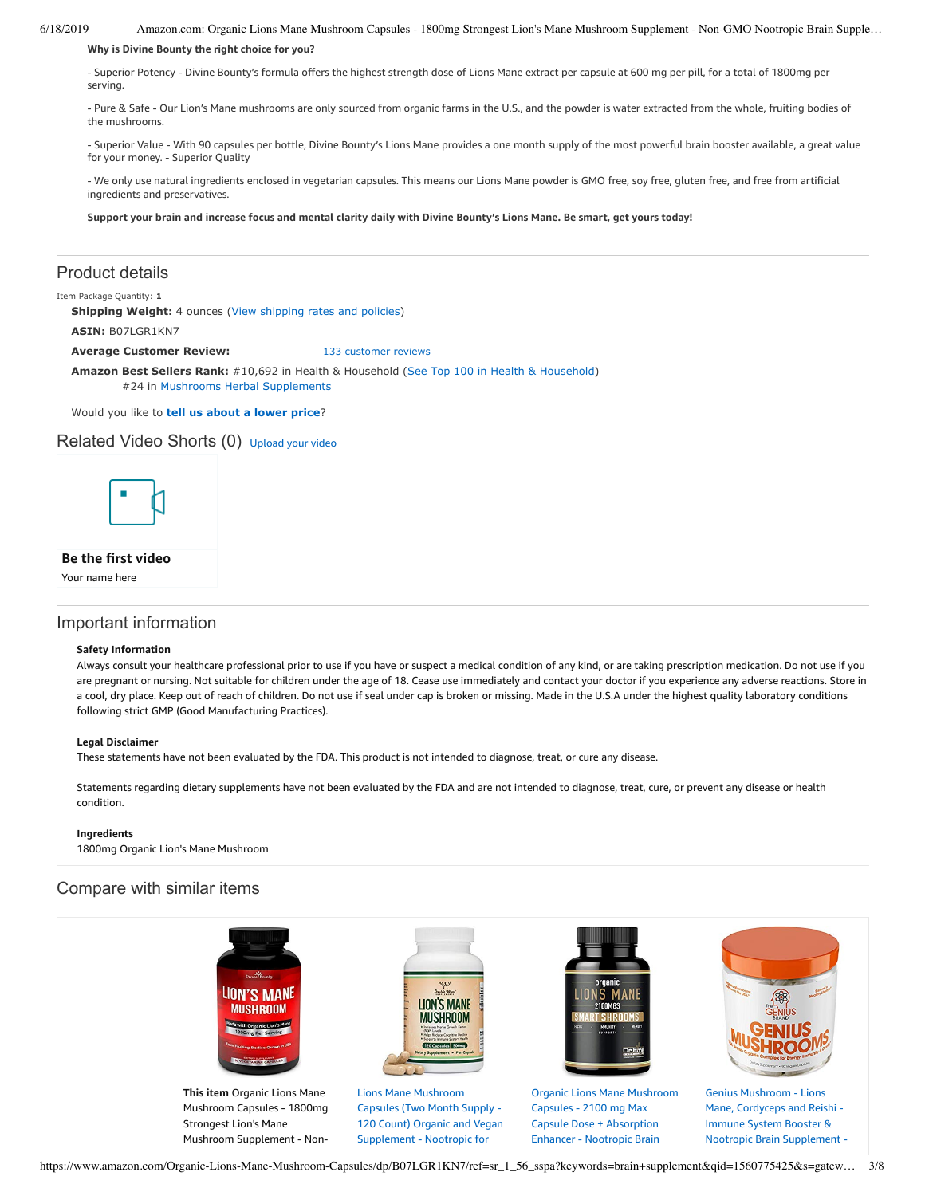**Why is Divine Bounty the right choice for you?**

- Superior Potency - Divine Bounty's formula offers the highest strength dose of Lions Mane extract per capsule at 600 mg per pill, for a total of 1800mg per serving.

- Pure & Safe - Our Lion's Mane mushrooms are only sourced from organic farms in the U.S., and the powder is water extracted from the whole, fruiting bodies of the mushrooms.

- Superior Value - With 90 capsules per bottle, Divine Bounty's Lions Mane provides a one month supply of the most powerful brain booster available, a great value for your money. - Superior Quality

- We only use natural ingredients enclosed in vegetarian capsules. This means our Lions Mane powder is GMO free, soy free, gluten free, and free from artificial ingredients and preservatives.

**Support your brain and increase focus and mental clarity daily with Divine Bounty's Lions Mane. Be smart, get yours today!**

## Product details

Item Package Quantity: **1**

**Shipping Weight:** 4 ounces (View shipping rates and policies)

**ASIN:** B07LGR1KN7

**Average Customer Review:** 133 customer reviews

**Amazon Best Sellers Rank:** #10,692 in Health & Household (See Top 100 in Health & Household)
#24 in Mushrooms Herbal Supplements

Would you like to **tell us about a lower price**?

## Related Video Shorts (0) Upload your video

**Be the first video**

Your name here

## Important information

**Safety Information**

Always consult your healthcare professional prior to use if you have or suspect a medical condition of any kind, or are taking prescription medication. Do not use if you are pregnant or nursing. Not suitable for children under the age of 18. Cease use immediately and contact your doctor if you experience any adverse reactions. Store in a cool, dry place. Keep out of reach of children. Do not use if seal under cap is broken or missing. Made in the U.S.A under the highest quality laboratory conditions following strict GMP (Good Manufacturing Practices).

**Legal Disclaimer**

These statements have not been evaluated by the FDA. This product is not intended to diagnose, treat, or cure any disease.

Statements regarding dietary supplements have not been evaluated by the FDA and are not intended to diagnose, treat, cure, or prevent any disease or health condition.

**Ingredients**

1800mg Organic Lion's Mane Mushroom

## Compare with similar items

| **This item** Organic Lions Mane Mushroom Capsules - 1800mg Strongest Lion's Mane Mushroom Supplement - Non- | Lions Mane Mushroom Capsules (Two Month Supply - 120 Count) Organic and Vegan Supplement - Nootropic for | Organic Lions Mane Mushroom Capsules - 2100 mg Max Capsule Dose + Absorption Enhancer - Nootropic Brain | Genius Mushroom - Lions Mane, Cordyceps and Reishi - Immune System Booster & Nootropic Brain Supplement - |
|---|---|---|---|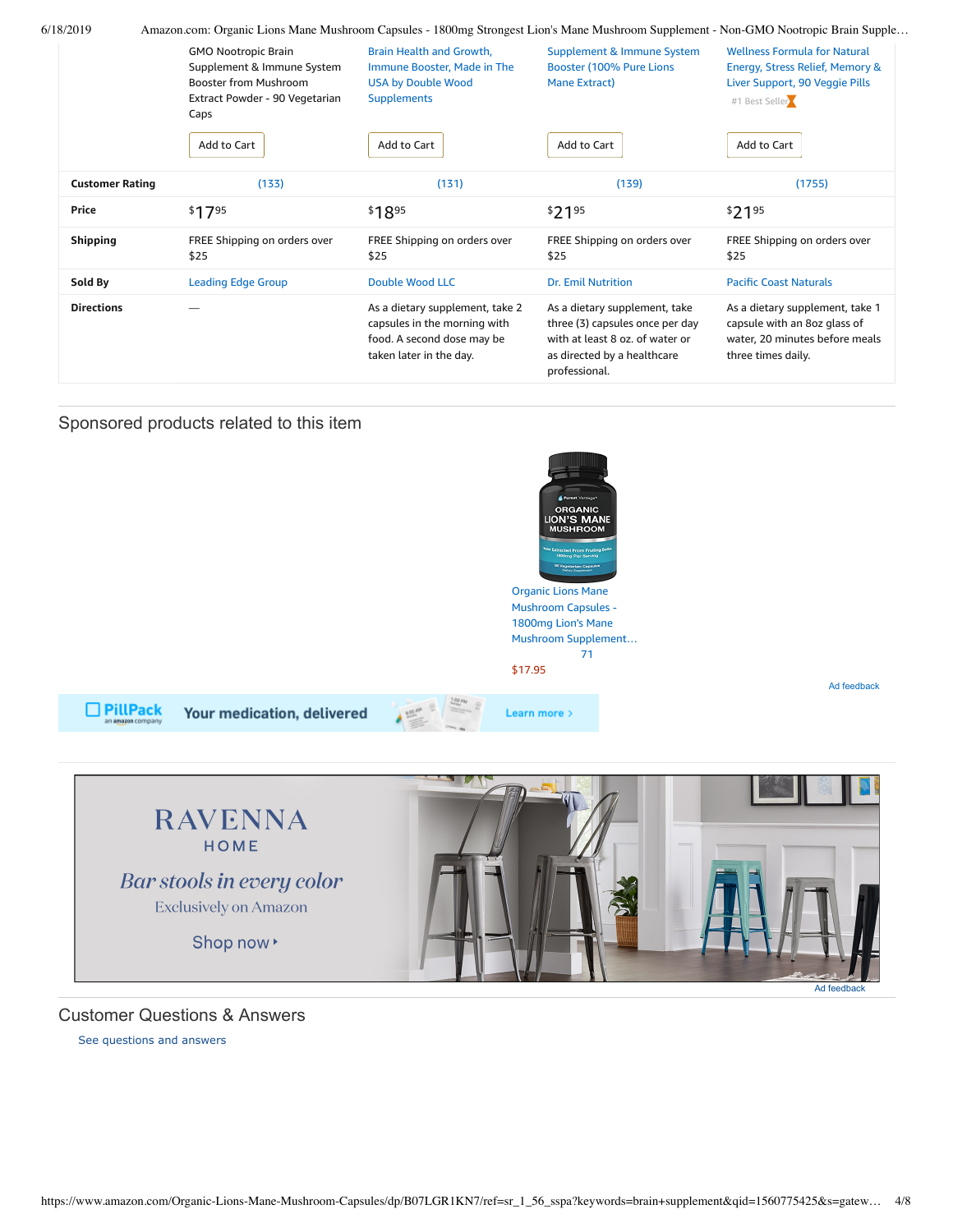| | GMO Nootropic Brain Supplement & Immune System Booster from Mushroom Extract Powder - 90 Vegetarian Caps | Brain Health and Growth, Immune Booster, Made in The USA by Double Wood Supplements | Supplement & Immune System Booster (100% Pure Lions Mane Extract) | Wellness Formula for Natural Energy, Stress Relief, Memory & Liver Support, 90 Veggie Pills #1 Best Seller |
|---|---|---|---|---|
| | Add to Cart | Add to Cart | Add to Cart | Add to Cart |
| **Customer Rating** | (133) | (131) | (139) | (1755) |
| **Price** | $17.95 | $18.95 | $21.95 | $21.95 |
| **Shipping** | FREE Shipping on orders over $25 | FREE Shipping on orders over $25 | FREE Shipping on orders over $25 | FREE Shipping on orders over $25 |
| **Sold By** | Leading Edge Group | Double Wood LLC | Dr. Emil Nutrition | Pacific Coast Naturals |
| **Directions** | — | As a dietary supplement, take 2 capsules in the morning with food. A second dose may be taken later in the day. | As a dietary supplement, take three (3) capsules once per day with at least 8 oz. of water or as directed by a healthcare professional. | As a dietary supplement, take 1 capsule with an 8oz glass of water, 20 minutes before meals three times daily. |

## Sponsored products related to this item

Organic Lions Mane Mushroom Capsules - 1800mg Lion's Mane Mushroom Supplement…
71
$17.95

Ad feedback

PillPack an amazon company — Your medication, delivered — Learn more ›

RAVENNA HOME
*Bar stools in every color*
Exclusively on Amazon
Shop now ›

Ad feedback

## Customer Questions & Answers

See questions and answers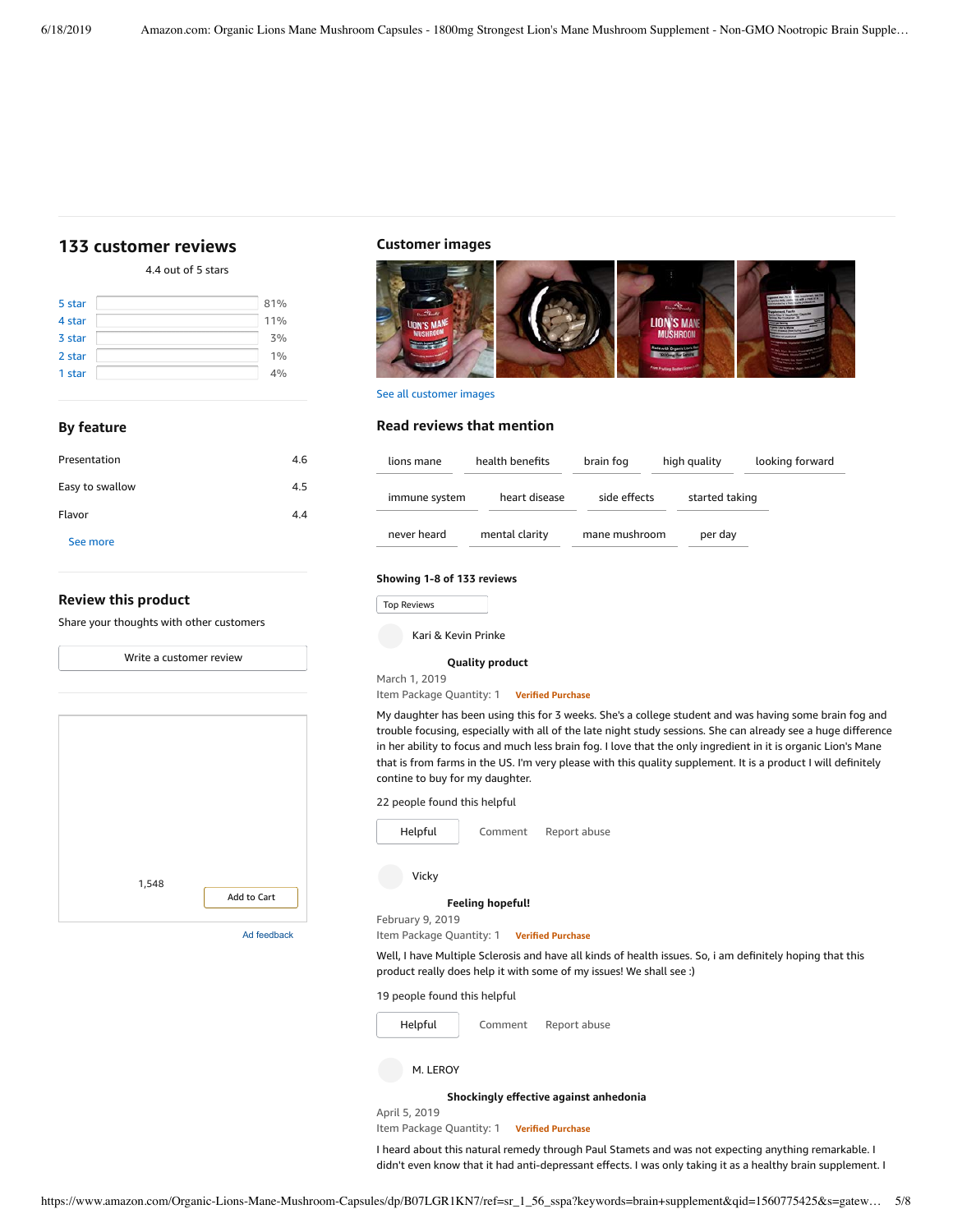## 133 customer reviews

4.4 out of 5 stars

| | |
|---|---|
| 5 star | 81% |
| 4 star | 11% |
| 3 star | 3% |
| 2 star | 1% |
| 1 star | 4% |

### By feature

| | |
|---|---|
| Presentation | 4.6 |
| Easy to swallow | 4.5 |
| Flavor | 4.4 |

See more

### Review this product

Share your thoughts with other customers

Write a customer review

1,548

Add to Cart

Ad feedback

### Customer images

See all customer images

### Read reviews that mention

lions mane | health benefits | brain fog | high quality | looking forward | immune system | heart disease | side effects | started taking | never heard | mental clarity | mane mushroom | per day

**Showing 1-8 of 133 reviews**

Top Reviews

Kari & Kevin Prinke

**Quality product**

March 1, 2019

Item Package Quantity: 1 **Verified Purchase**

My daughter has been using this for 3 weeks. She's a college student and was having some brain fog and trouble focusing, especially with all of the late night study sessions. She can already see a huge difference in her ability to focus and much less brain fog. I love that the only ingredient in it is organic Lion's Mane that is from farms in the US. I'm very please with this quality supplement. It is a product I will definitely contine to buy for my daughter.

22 people found this helpful

Helpful Comment Report abuse

Vicky

**Feeling hopeful!**

February 9, 2019

Item Package Quantity: 1 **Verified Purchase**

Well, I have Multiple Sclerosis and have all kinds of health issues. So, i am definitely hoping that this product really does help it with some of my issues! We shall see :)

19 people found this helpful

Helpful Comment Report abuse

M. LEROY

**Shockingly effective against anhedonia**

April 5, 2019

Item Package Quantity: 1 **Verified Purchase**

I heard about this natural remedy through Paul Stamets and was not expecting anything remarkable. I didn't even know that it had anti-depressant effects. I was only taking it as a healthy brain supplement. I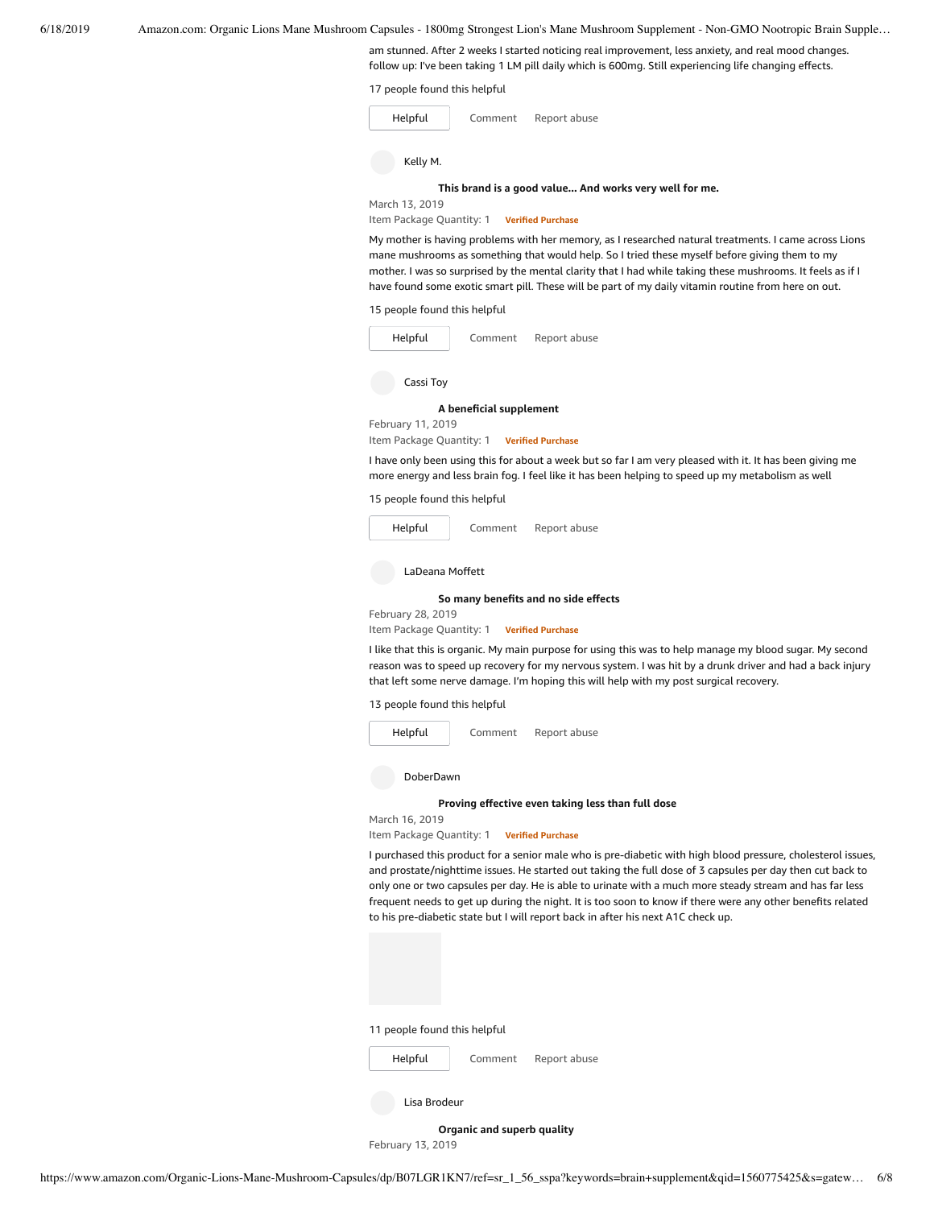am stunned. After 2 weeks I started noticing real improvement, less anxiety, and real mood changes. follow up: I've been taking 1 LM pill daily which is 600mg. Still experiencing life changing effects.

17 people found this helpful

Helpful Comment Report abuse

Kelly M.

**This brand is a good value... And works very well for me.**

March 13, 2019

Item Package Quantity: 1 **Verified Purchase**

My mother is having problems with her memory, as I researched natural treatments. I came across Lions mane mushrooms as something that would help. So I tried these myself before giving them to my mother. I was so surprised by the mental clarity that I had while taking these mushrooms. It feels as if I have found some exotic smart pill. These will be part of my daily vitamin routine from here on out.

15 people found this helpful

Helpful Comment Report abuse

Cassi Toy

**A beneficial supplement**

February 11, 2019

Item Package Quantity: 1 **Verified Purchase**

I have only been using this for about a week but so far I am very pleased with it. It has been giving me more energy and less brain fog. I feel like it has been helping to speed up my metabolism as well

15 people found this helpful

Helpful Comment Report abuse

LaDeana Moffett

**So many benefits and no side effects**

February 28, 2019

Item Package Quantity: 1 **Verified Purchase**

I like that this is organic. My main purpose for using this was to help manage my blood sugar. My second reason was to speed up recovery for my nervous system. I was hit by a drunk driver and had a back injury that left some nerve damage. I'm hoping this will help with my post surgical recovery.

13 people found this helpful

Helpful Comment Report abuse

DoberDawn

**Proving effective even taking less than full dose**

March 16, 2019

Item Package Quantity: 1 **Verified Purchase**

I purchased this product for a senior male who is pre-diabetic with high blood pressure, cholesterol issues, and prostate/nighttime issues. He started out taking the full dose of 3 capsules per day then cut back to only one or two capsules per day. He is able to urinate with a much more steady stream and has far less frequent needs to get up during the night. It is too soon to know if there were any other benefits related to his pre-diabetic state but I will report back in after his next A1C check up.

11 people found this helpful

Helpful Comment Report abuse

Lisa Brodeur

**Organic and superb quality**

February 13, 2019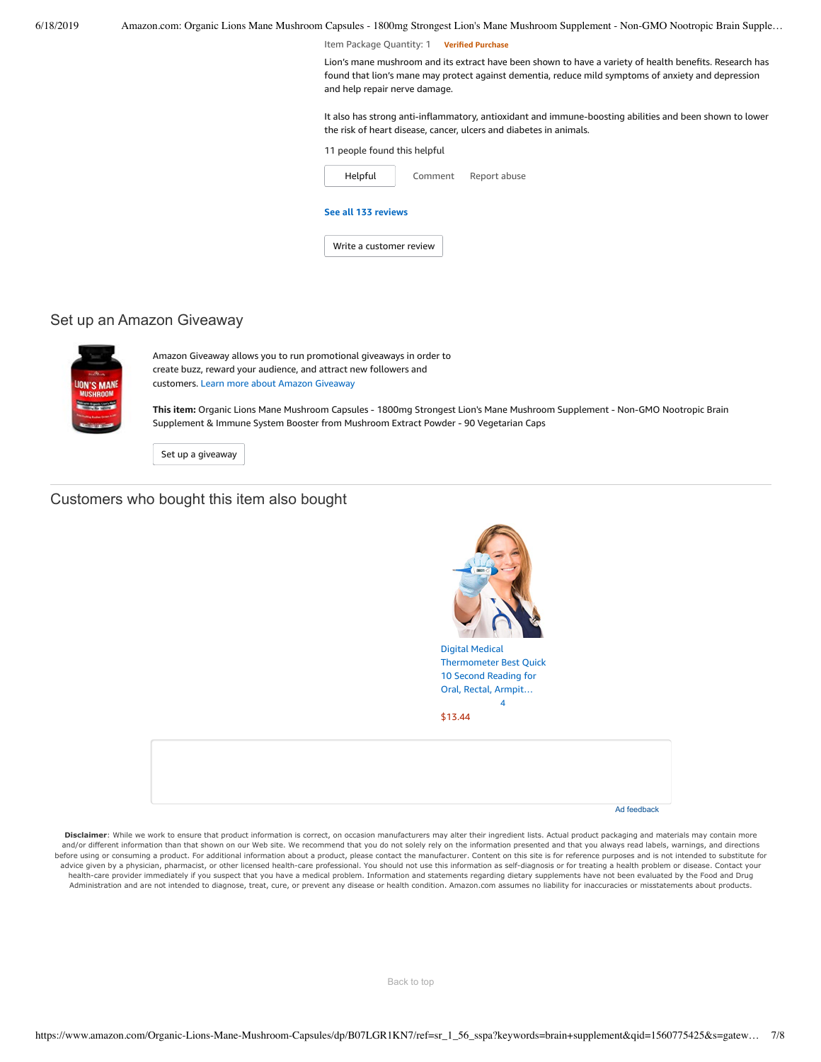Item Package Quantity: 1 **Verified Purchase**

Lion's mane mushroom and its extract have been shown to have a variety of health benefits. Research has found that lion's mane may protect against dementia, reduce mild symptoms of anxiety and depression and help repair nerve damage.

It also has strong anti-inflammatory, antioxidant and immune-boosting abilities and been shown to lower the risk of heart disease, cancer, ulcers and diabetes in animals.

11 people found this helpful

Helpful | Comment | Report abuse

**See all 133 reviews**

Write a customer review

## Set up an Amazon Giveaway

Amazon Giveaway allows you to run promotional giveaways in order to create buzz, reward your audience, and attract new followers and customers. Learn more about Amazon Giveaway

**This item:** Organic Lions Mane Mushroom Capsules - 1800mg Strongest Lion's Mane Mushroom Supplement - Non-GMO Nootropic Brain Supplement & Immune System Booster from Mushroom Extract Powder - 90 Vegetarian Caps

Set up a giveaway

## Customers who bought this item also bought

Digital Medical Thermometer Best Quick 10 Second Reading for Oral, Rectal, Armpit…
4
$13.44

Ad feedback

**Disclaimer**: While we work to ensure that product information is correct, on occasion manufacturers may alter their ingredient lists. Actual product packaging and materials may contain more and/or different information than that shown on our Web site. We recommend that you do not solely rely on the information presented and that you always read labels, warnings, and directions before using or consuming a product. For additional information about a product, please contact the manufacturer. Content on this site is for reference purposes and is not intended to substitute for advice given by a physician, pharmacist, or other licensed health-care professional. You should not use this information as self-diagnosis or for treating a health problem or disease. Contact your health-care provider immediately if you suspect that you have a medical problem. Information and statements regarding dietary supplements have not been evaluated by the Food and Drug Administration and are not intended to diagnose, treat, cure, or prevent any disease or health condition. Amazon.com assumes no liability for inaccuracies or misstatements about products.

Back to top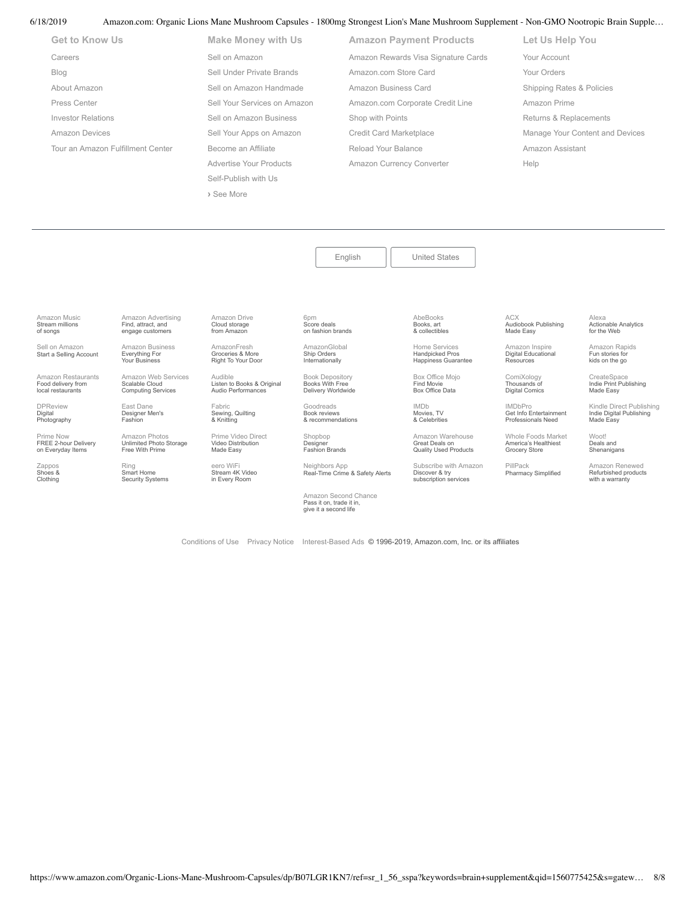**Get to Know Us**

- Careers
- Blog
- About Amazon
- Press Center
- Investor Relations
- Amazon Devices
- Tour an Amazon Fulfillment Center

**Make Money with Us**

- Sell on Amazon
- Sell Under Private Brands
- Sell on Amazon Handmade
- Sell Your Services on Amazon
- Sell on Amazon Business
- Sell Your Apps on Amazon
- Become an Affiliate
- Advertise Your Products
- Self-Publish with Us
- › See More

**Amazon Payment Products**

- Amazon Rewards Visa Signature Cards
- Amazon.com Store Card
- Amazon Business Card
- Amazon.com Corporate Credit Line
- Shop with Points
- Credit Card Marketplace
- Reload Your Balance
- Amazon Currency Converter

**Let Us Help You**

- Your Account
- Your Orders
- Shipping Rates & Policies
- Amazon Prime
- Returns & Replacements
- Manage Your Content and Devices
- Amazon Assistant
- Help

English | United States

| | | | | | | |
|---|---|---|---|---|---|---|
| Amazon Music<br>Stream millions of songs | Amazon Advertising<br>Find, attract, and engage customers | Amazon Drive<br>Cloud storage from Amazon | 6pm<br>Score deals on fashion brands | AbeBooks<br>Books, art & collectibles | ACX<br>Audiobook Publishing Made Easy | Alexa<br>Actionable Analytics for the Web |
| Sell on Amazon<br>Start a Selling Account | Amazon Business<br>Everything For Your Business | AmazonFresh<br>Groceries & More Right To Your Door | AmazonGlobal<br>Ship Orders Internationally | Home Services<br>Handpicked Pros Happiness Guarantee | Amazon Inspire<br>Digital Educational Resources | Amazon Rapids<br>Fun stories for kids on the go |
| Amazon Restaurants<br>Food delivery from local restaurants | Amazon Web Services<br>Scalable Cloud Computing Services | Audible<br>Listen to Books & Original Audio Performances | Book Depository<br>Books With Free Delivery Worldwide | Box Office Mojo<br>Find Movie Box Office Data | ComiXology<br>Thousands of Digital Comics | CreateSpace<br>Indie Print Publishing Made Easy |
| DPReview<br>Digital Photography | East Dane<br>Designer Men's Fashion | Fabric<br>Sewing, Quilting & Knitting | Goodreads<br>Book reviews & recommendations | IMDb<br>Movies, TV & Celebrities | IMDbPro<br>Get Info Entertainment Professionals Need | Kindle Direct Publishing<br>Indie Digital Publishing Made Easy |
| Prime Now<br>FREE 2-hour Delivery on Everyday Items | Amazon Photos<br>Unlimited Photo Storage Free With Prime | Prime Video Direct<br>Video Distribution Made Easy | Shopbop<br>Designer Fashion Brands | Amazon Warehouse<br>Great Deals on Quality Used Products | Whole Foods Market<br>America's Healthiest Grocery Store | Woot!<br>Deals and Shenanigans |
| Zappos<br>Shoes & Clothing | Ring<br>Smart Home Security Systems | eero WiFi<br>Stream 4K Video in Every Room | Neighbors App<br>Real-Time Crime & Safety Alerts | Subscribe with Amazon<br>Discover & try subscription services | PillPack<br>Pharmacy Simplified | Amazon Renewed<br>Refurbished products with a warranty |
| | | | Amazon Second Chance<br>Pass it on, trade it in, give it a second life | | | |

Conditions of Use Privacy Notice Interest-Based Ads © 1996-2019, Amazon.com, Inc. or its affiliates